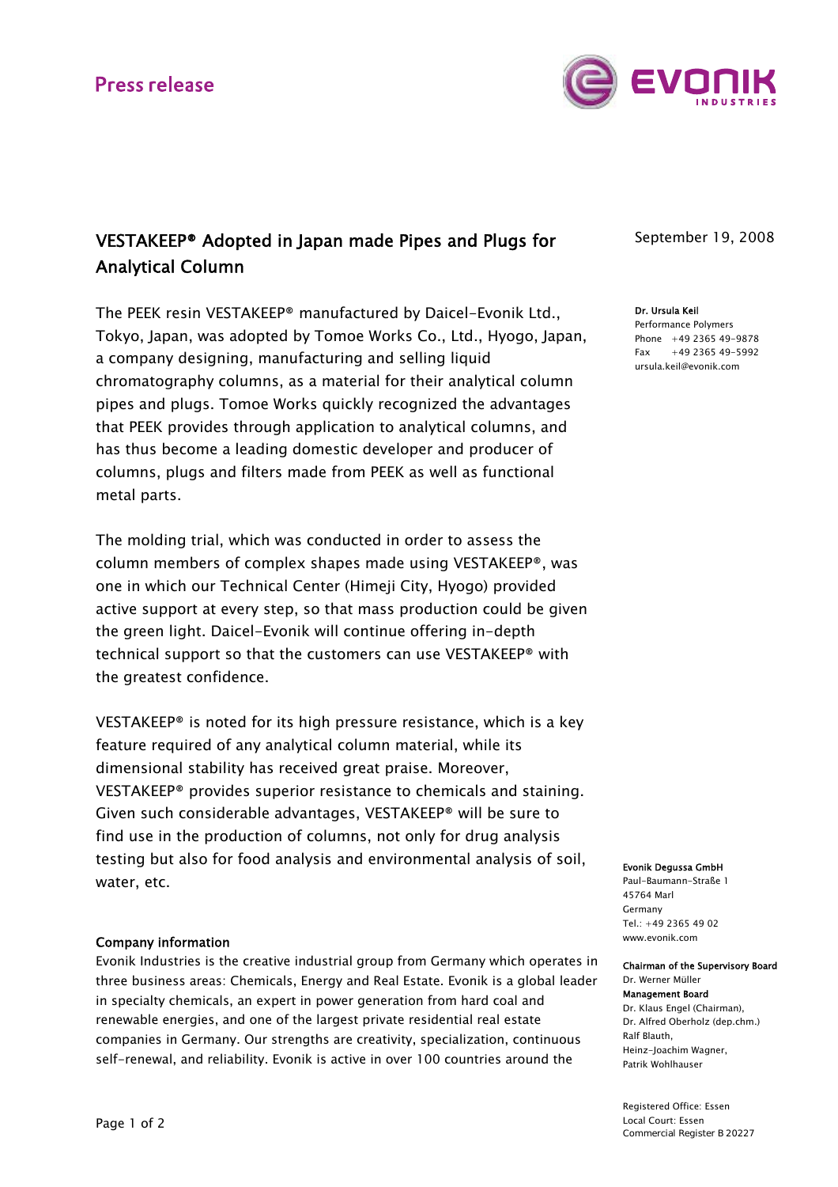Press release

# VESTAKEEP® Adopted in Japan made Pipes and Plugs for Analytical Column

September 19, 2008

**Dr. Ursula Keil**
Performance Polymers
Phone +49 2365 49-9878
Fax +49 2365 49-5992
ursula.keil@evonik.com

The PEEK resin VESTAKEEP® manufactured by Daicel-Evonik Ltd., Tokyo, Japan, was adopted by Tomoe Works Co., Ltd., Hyogo, Japan, a company designing, manufacturing and selling liquid chromatography columns, as a material for their analytical column pipes and plugs. Tomoe Works quickly recognized the advantages that PEEK provides through application to analytical columns, and has thus become a leading domestic developer and producer of columns, plugs and filters made from PEEK as well as functional metal parts.

The molding trial, which was conducted in order to assess the column members of complex shapes made using VESTAKEEP®, was one in which our Technical Center (Himeji City, Hyogo) provided active support at every step, so that mass production could be given the green light. Daicel-Evonik will continue offering in-depth technical support so that the customers can use VESTAKEEP® with the greatest confidence.

VESTAKEEP® is noted for its high pressure resistance, which is a key feature required of any analytical column material, while its dimensional stability has received great praise. Moreover, VESTAKEEP® provides superior resistance to chemicals and staining. Given such considerable advantages, VESTAKEEP® will be sure to find use in the production of columns, not only for drug analysis testing but also for food analysis and environmental analysis of soil, water, etc.

**Company information**

Evonik Industries is the creative industrial group from Germany which operates in three business areas: Chemicals, Energy and Real Estate. Evonik is a global leader in specialty chemicals, an expert in power generation from hard coal and renewable energies, and one of the largest private residential real estate companies in Germany. Our strengths are creativity, specialization, continuous self-renewal, and reliability. Evonik is active in over 100 countries around the

**Evonik Degussa GmbH**
Paul-Baumann-Straße 1
45764 Marl
Germany
Tel.: +49 2365 49 02
www.evonik.com

**Chairman of the Supervisory Board**
Dr. Werner Müller
**Management Board**
Dr. Klaus Engel (Chairman),
Dr. Alfred Oberholz (dep.chm.)
Ralf Blauth,
Heinz-Joachim Wagner,
Patrik Wohlhauser

Registered Office: Essen
Local Court: Essen
Commercial Register B 20227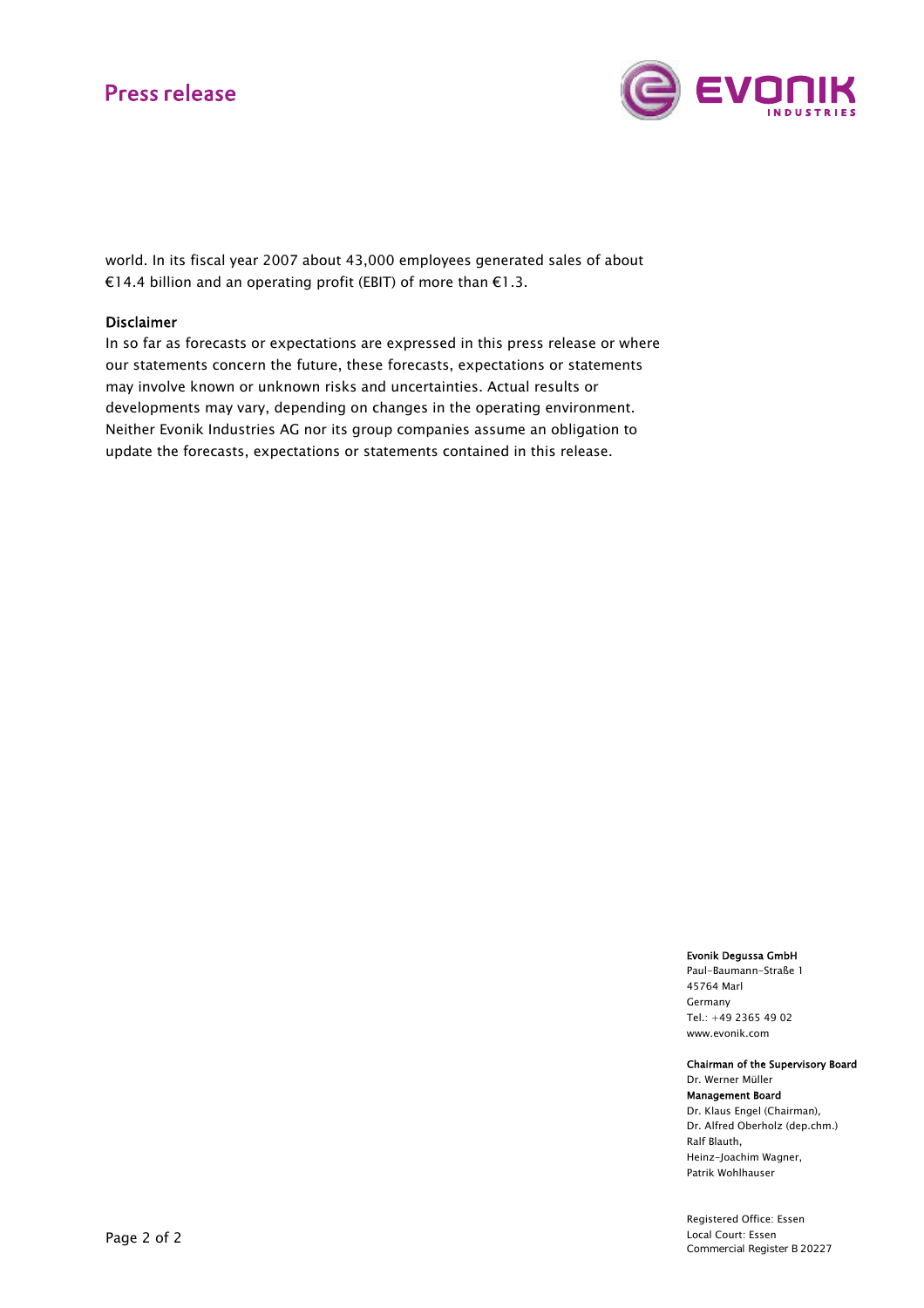world. In its fiscal year 2007 about 43,000 employees generated sales of about €14.4 billion and an operating profit (EBIT) of more than €1.3.

**Disclaimer**

In so far as forecasts or expectations are expressed in this press release or where our statements concern the future, these forecasts, expectations or statements may involve known or unknown risks and uncertainties. Actual results or developments may vary, depending on changes in the operating environment. Neither Evonik Industries AG nor its group companies assume an obligation to update the forecasts, expectations or statements contained in this release.

**Evonik Degussa GmbH**
Paul-Baumann-Straße 1
45764 Marl
Germany
Tel.: +49 2365 49 02
www.evonik.com

**Chairman of the Supervisory Board**
Dr. Werner Müller
**Management Board**
Dr. Klaus Engel (Chairman),
Dr. Alfred Oberholz (dep.chm.)
Ralf Blauth,
Heinz-Joachim Wagner,
Patrik Wohlhauser

Registered Office: Essen
Local Court: Essen
Commercial Register B 20227